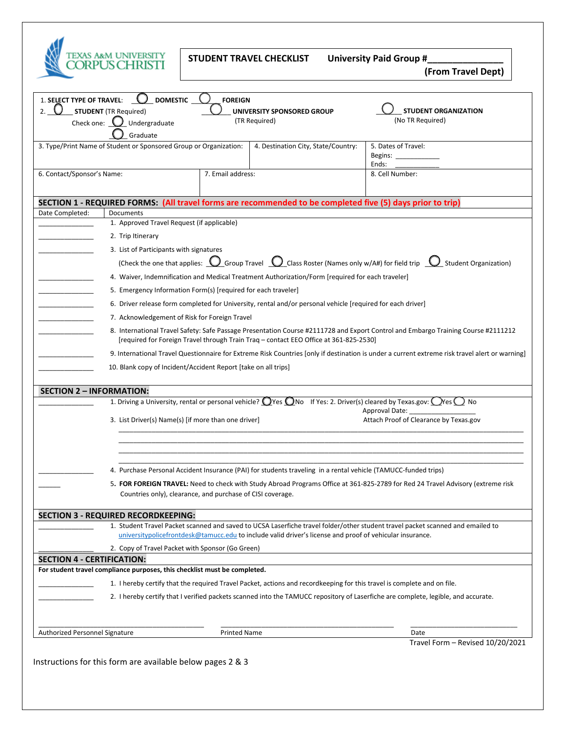TEXAS A&M UNIVERSITY CORPUS CHRISTI

**STUDENT TRAVEL CHECKLIST** **University Paid Group #_______________ (From Travel Dept)**

1. **SELECT TYPE OF TRAVEL:** ◯ **DOMESTIC** ◯ **FOREIGN**
2. ◯ **STUDENT** (TR Required) ◯ **UNIVERSITY SPONSORED GROUP** (TR Required) ◯ **STUDENT ORGANIZATION** (No TR Required)

   Check one: ◯ Undergraduate ◯ Graduate

| 3. Type/Print Name of Student or Sponsored Group or Organization: | 4. Destination City, State/Country: | 5. Dates of Travel: Begins: ____________ Ends: ____________ |
|---|---|---|
| 6. Contact/Sponsor's Name: | 7. Email address: | 8. Cell Number: |

## SECTION 1 - REQUIRED FORMS: (All travel forms are recommended to be completed five (5) days prior to trip)

| Date Completed: | Documents |
|---|---|
| ______________ | 1. Approved Travel Request (if applicable) |
| ______________ | 2. Trip Itinerary |
| ______________ | 3. List of Participants with signatures (Check the one that applies: ◯ Group Travel ◯ Class Roster (Names only w/A#) for field trip ◯ Student Organization) |
| ______________ | 4. Waiver, Indemnification and Medical Treatment Authorization/Form [required for each traveler] |
| ______________ | 5. Emergency Information Form(s) [required for each traveler] |
| ______________ | 6. Driver release form completed for University, rental and/or personal vehicle [required for each driver] |
| ______________ | 7. Acknowledgement of Risk for Foreign Travel |
| ______________ | 8. International Travel Safety: Safe Passage Presentation Course #2111728 and Export Control and Embargo Training Course #2111212 [required for Foreign Travel through Train Traq – contact EEO Office at 361-825-2530] |
| ______________ | 9. International Travel Questionnaire for Extreme Risk Countries [only if destination is under a current extreme risk travel alert or warning] |
| ______________ | 10. Blank copy of Incident/Accident Report [take on all trips] |

## SECTION 2 – INFORMATION:

______________ 1. Driving a University, rental or personal vehicle? ◯Yes ◯No  If Yes: 2. Driver(s) cleared by Texas.gov: ◯Yes ◯ No  Approval Date: __________________

3. List Driver(s) Name(s) [if more than one driver]  Attach Proof of Clearance by Texas.gov

_____________________________________________________________________________

_____________________________________________________________________________

_____________________________________________________________________________

_____________________________________________________________________________

______________ 4. Purchase Personal Accident Insurance (PAI) for students traveling in a rental vehicle (TAMUCC-funded trips)

______ 5. **FOR FOREIGN TRAVEL:** Need to check with Study Abroad Programs Office at 361-825-2789 for Red 24 Travel Advisory (extreme risk Countries only), clearance, and purchase of CISI coverage.

## SECTION 3 - REQUIRED RECORDKEEPING:

______________ 1. Student Travel Packet scanned and saved to UCSA Laserfiche travel folder/other student travel packet scanned and emailed to universitypolicefrontdesk@tamucc.edu to include valid driver's license and proof of vehicular insurance.

______________ 2. Copy of Travel Packet with Sponsor (Go Green)

## SECTION 4 - CERTIFICATION:

**For student travel compliance purposes, this checklist must be completed.**

______________ 1. I hereby certify that the required Travel Packet, actions and recordkeeping for this travel is complete and on file.

______________ 2. I hereby certify that I verified packets scanned into the TAMUCC repository of Laserfiche are complete, legible, and accurate.

| ______________________________ | ______________________________ | ____________________ |
|---|---|---|
| Authorized Personnel Signature | Printed Name | Date |

Travel Form – Revised 10/20/2021

Instructions for this form are available below pages 2 & 3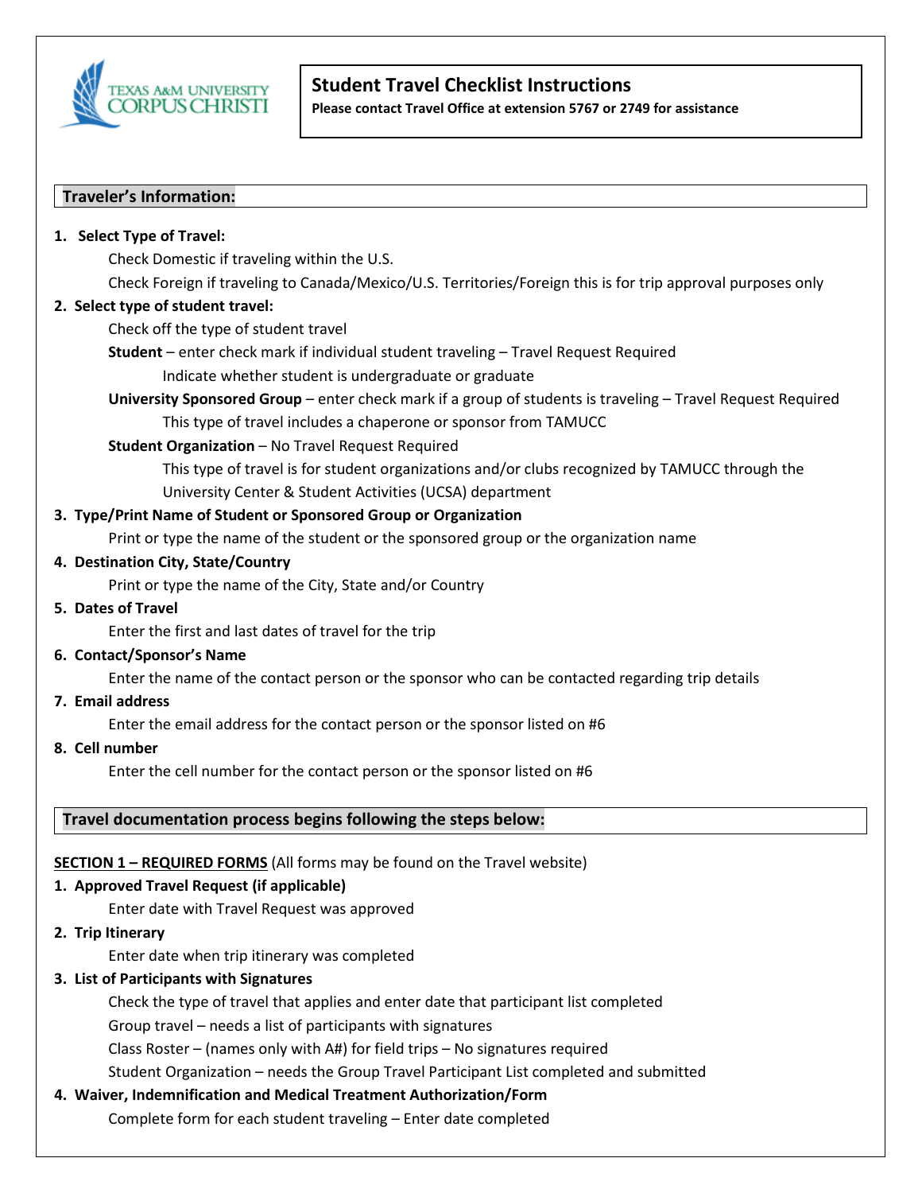# Student Travel Checklist Instructions

**Please contact Travel Office at extension 5767 or 2749 for assistance**

## Traveler's Information:

1. **Select Type of Travel:**
   - Check Domestic if traveling within the U.S.
   - Check Foreign if traveling to Canada/Mexico/U.S. Territories/Foreign this is for trip approval purposes only
2. **Select type of student travel:**
   - Check off the type of student travel
   - **Student** – enter check mark if individual student traveling – Travel Request Required
     - Indicate whether student is undergraduate or graduate
   - **University Sponsored Group** – enter check mark if a group of students is traveling – Travel Request Required
     - This type of travel includes a chaperone or sponsor from TAMUCC
   - **Student Organization** – No Travel Request Required
     - This type of travel is for student organizations and/or clubs recognized by TAMUCC through the University Center & Student Activities (UCSA) department
3. **Type/Print Name of Student or Sponsored Group or Organization**
   - Print or type the name of the student or the sponsored group or the organization name
4. **Destination City, State/Country**
   - Print or type the name of the City, State and/or Country
5. **Dates of Travel**
   - Enter the first and last dates of travel for the trip
6. **Contact/Sponsor's Name**
   - Enter the name of the contact person or the sponsor who can be contacted regarding trip details
7. **Email address**
   - Enter the email address for the contact person or the sponsor listed on #6
8. **Cell number**
   - Enter the cell number for the contact person or the sponsor listed on #6

## Travel documentation process begins following the steps below:

**SECTION 1 – REQUIRED FORMS** (All forms may be found on the Travel website)

1. **Approved Travel Request (if applicable)**
   - Enter date with Travel Request was approved
2. **Trip Itinerary**
   - Enter date when trip itinerary was completed
3. **List of Participants with Signatures**
   - Check the type of travel that applies and enter date that participant list completed
   - Group travel – needs a list of participants with signatures
   - Class Roster – (names only with A#) for field trips – No signatures required
   - Student Organization – needs the Group Travel Participant List completed and submitted
4. **Waiver, Indemnification and Medical Treatment Authorization/Form**
   - Complete form for each student traveling – Enter date completed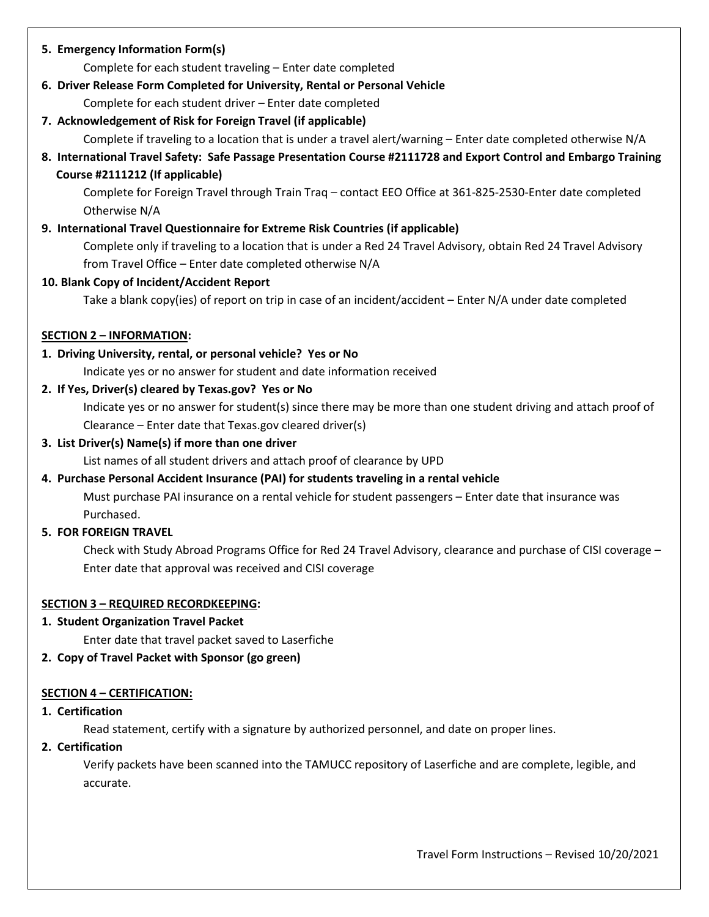**5. Emergency Information Form(s)**

Complete for each student traveling – Enter date completed

**6. Driver Release Form Completed for University, Rental or Personal Vehicle**

Complete for each student driver – Enter date completed

**7. Acknowledgement of Risk for Foreign Travel (if applicable)**

Complete if traveling to a location that is under a travel alert/warning – Enter date completed otherwise N/A

**8. International Travel Safety: Safe Passage Presentation Course #2111728 and Export Control and Embargo Training Course #2111212 (If applicable)**

Complete for Foreign Travel through Train Traq – contact EEO Office at 361-825-2530-Enter date completed Otherwise N/A

**9. International Travel Questionnaire for Extreme Risk Countries (if applicable)**

Complete only if traveling to a location that is under a Red 24 Travel Advisory, obtain Red 24 Travel Advisory from Travel Office – Enter date completed otherwise N/A

**10. Blank Copy of Incident/Accident Report**

Take a blank copy(ies) of report on trip in case of an incident/accident – Enter N/A under date completed

**<u>SECTION 2 – INFORMATION</u>:**

**1. Driving University, rental, or personal vehicle? Yes or No**

Indicate yes or no answer for student and date information received

**2. If Yes, Driver(s) cleared by Texas.gov? Yes or No**

Indicate yes or no answer for student(s) since there may be more than one student driving and attach proof of Clearance – Enter date that Texas.gov cleared driver(s)

**3. List Driver(s) Name(s) if more than one driver**

List names of all student drivers and attach proof of clearance by UPD

**4. Purchase Personal Accident Insurance (PAI) for students traveling in a rental vehicle**

Must purchase PAI insurance on a rental vehicle for student passengers – Enter date that insurance was Purchased.

**5. FOR FOREIGN TRAVEL**

Check with Study Abroad Programs Office for Red 24 Travel Advisory, clearance and purchase of CISI coverage – Enter date that approval was received and CISI coverage

**<u>SECTION 3 – REQUIRED RECORDKEEPING</u>:**

**1. Student Organization Travel Packet**

Enter date that travel packet saved to Laserfiche

**2. Copy of Travel Packet with Sponsor (go green)**

**<u>SECTION 4 – CERTIFICATION:</u>**

**1. Certification**

Read statement, certify with a signature by authorized personnel, and date on proper lines.

**2. Certification**

Verify packets have been scanned into the TAMUCC repository of Laserfiche and are complete, legible, and accurate.

Travel Form Instructions – Revised 10/20/2021